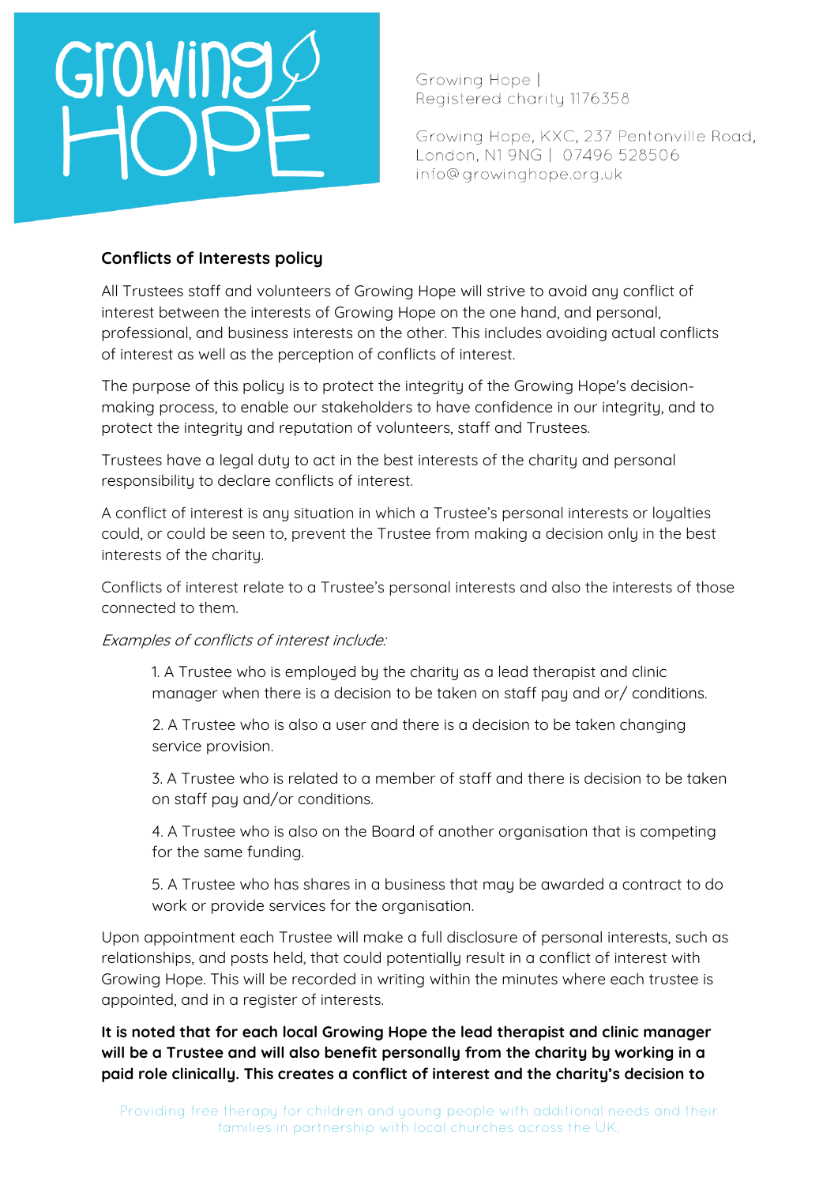Growing Hope | Registered charity 1176358

Growing Hope, KXC, 237 Pentonville Road, London, N1 9NG | 07496 528506
info@growinghope.org.uk

## Conflicts of Interests policy

All Trustees staff and volunteers of Growing Hope will strive to avoid any conflict of interest between the interests of Growing Hope on the one hand, and personal, professional, and business interests on the other. This includes avoiding actual conflicts of interest as well as the perception of conflicts of interest.

The purpose of this policy is to protect the integrity of the Growing Hope's decision-making process, to enable our stakeholders to have confidence in our integrity, and to protect the integrity and reputation of volunteers, staff and Trustees.

Trustees have a legal duty to act in the best interests of the charity and personal responsibility to declare conflicts of interest.

A conflict of interest is any situation in which a Trustee's personal interests or loyalties could, or could be seen to, prevent the Trustee from making a decision only in the best interests of the charity.

Conflicts of interest relate to a Trustee's personal interests and also the interests of those connected to them.

*Examples of conflicts of interest include:*

1. A Trustee who is employed by the charity as a lead therapist and clinic manager when there is a decision to be taken on staff pay and or/ conditions.

2. A Trustee who is also a user and there is a decision to be taken changing service provision.

3. A Trustee who is related to a member of staff and there is decision to be taken on staff pay and/or conditions.

4. A Trustee who is also on the Board of another organisation that is competing for the same funding.

5. A Trustee who has shares in a business that may be awarded a contract to do work or provide services for the organisation.

Upon appointment each Trustee will make a full disclosure of personal interests, such as relationships, and posts held, that could potentially result in a conflict of interest with Growing Hope. This will be recorded in writing within the minutes where each trustee is appointed, and in a register of interests.

**It is noted that for each local Growing Hope the lead therapist and clinic manager will be a Trustee and will also benefit personally from the charity by working in a paid role clinically. This creates a conflict of interest and the charity's decision to**

Providing free therapy for children and young people with additional needs and their families in partnership with local churches across the UK.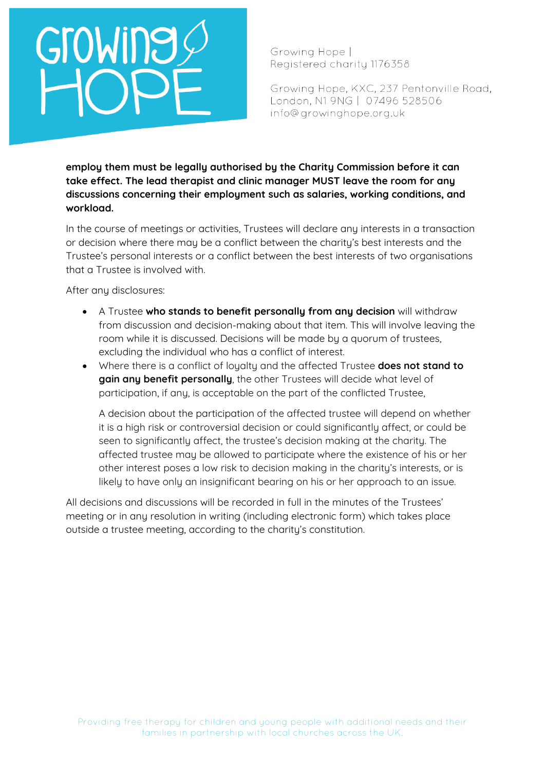**employ them must be legally authorised by the Charity Commission before it can take effect. The lead therapist and clinic manager MUST leave the room for any discussions concerning their employment such as salaries, working conditions, and workload.**

In the course of meetings or activities, Trustees will declare any interests in a transaction or decision where there may be a conflict between the charity's best interests and the Trustee's personal interests or a conflict between the best interests of two organisations that a Trustee is involved with.

After any disclosures:

- A Trustee **who stands to benefit personally from any decision** will withdraw from discussion and decision-making about that item. This will involve leaving the room while it is discussed. Decisions will be made by a quorum of trustees, excluding the individual who has a conflict of interest.
- Where there is a conflict of loyalty and the affected Trustee **does not stand to gain any benefit personally**, the other Trustees will decide what level of participation, if any, is acceptable on the part of the conflicted Trustee,

  A decision about the participation of the affected trustee will depend on whether it is a high risk or controversial decision or could significantly affect, or could be seen to significantly affect, the trustee's decision making at the charity. The affected trustee may be allowed to participate where the existence of his or her other interest poses a low risk to decision making in the charity's interests, or is likely to have only an insignificant bearing on his or her approach to an issue.

All decisions and discussions will be recorded in full in the minutes of the Trustees' meeting or in any resolution in writing (including electronic form) which takes place outside a trustee meeting, according to the charity's constitution.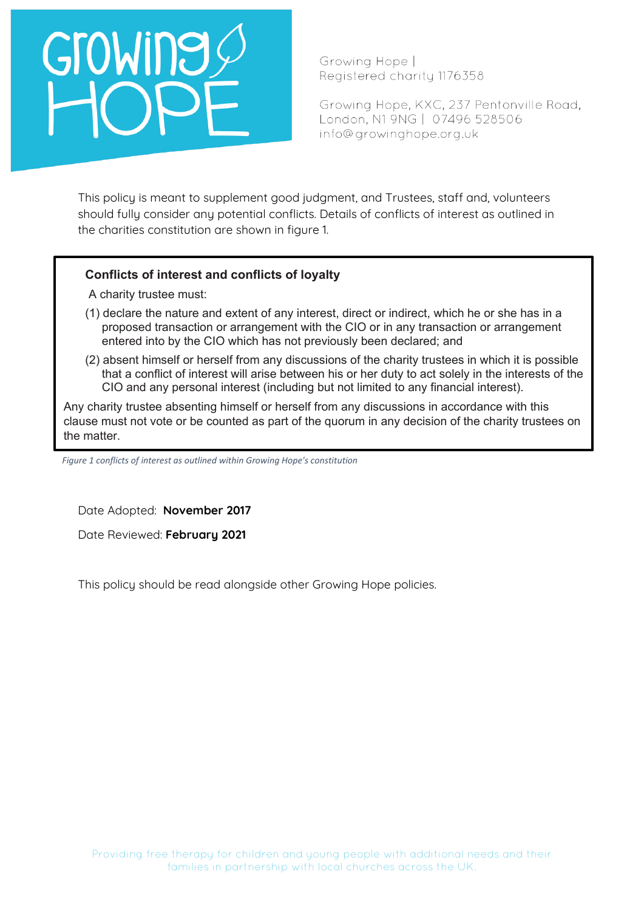This policy is meant to supplement good judgment, and Trustees, staff and, volunteers should fully consider any potential conflicts. Details of conflicts of interest as outlined in the charities constitution are shown in figure 1.

**Conflicts of interest and conflicts of loyalty**

A charity trustee must:

(1) declare the nature and extent of any interest, direct or indirect, which he or she has in a proposed transaction or arrangement with the CIO or in any transaction or arrangement entered into by the CIO which has not previously been declared; and

(2) absent himself or herself from any discussions of the charity trustees in which it is possible that a conflict of interest will arise between his or her duty to act solely in the interests of the CIO and any personal interest (including but not limited to any financial interest).

Any charity trustee absenting himself or herself from any discussions in accordance with this clause must not vote or be counted as part of the quorum in any decision of the charity trustees on the matter.

*Figure 1 conflicts of interest as outlined within Growing Hope's constitution*

Date Adopted: **November 2017**

Date Reviewed: **February 2021**

This policy should be read alongside other Growing Hope policies.